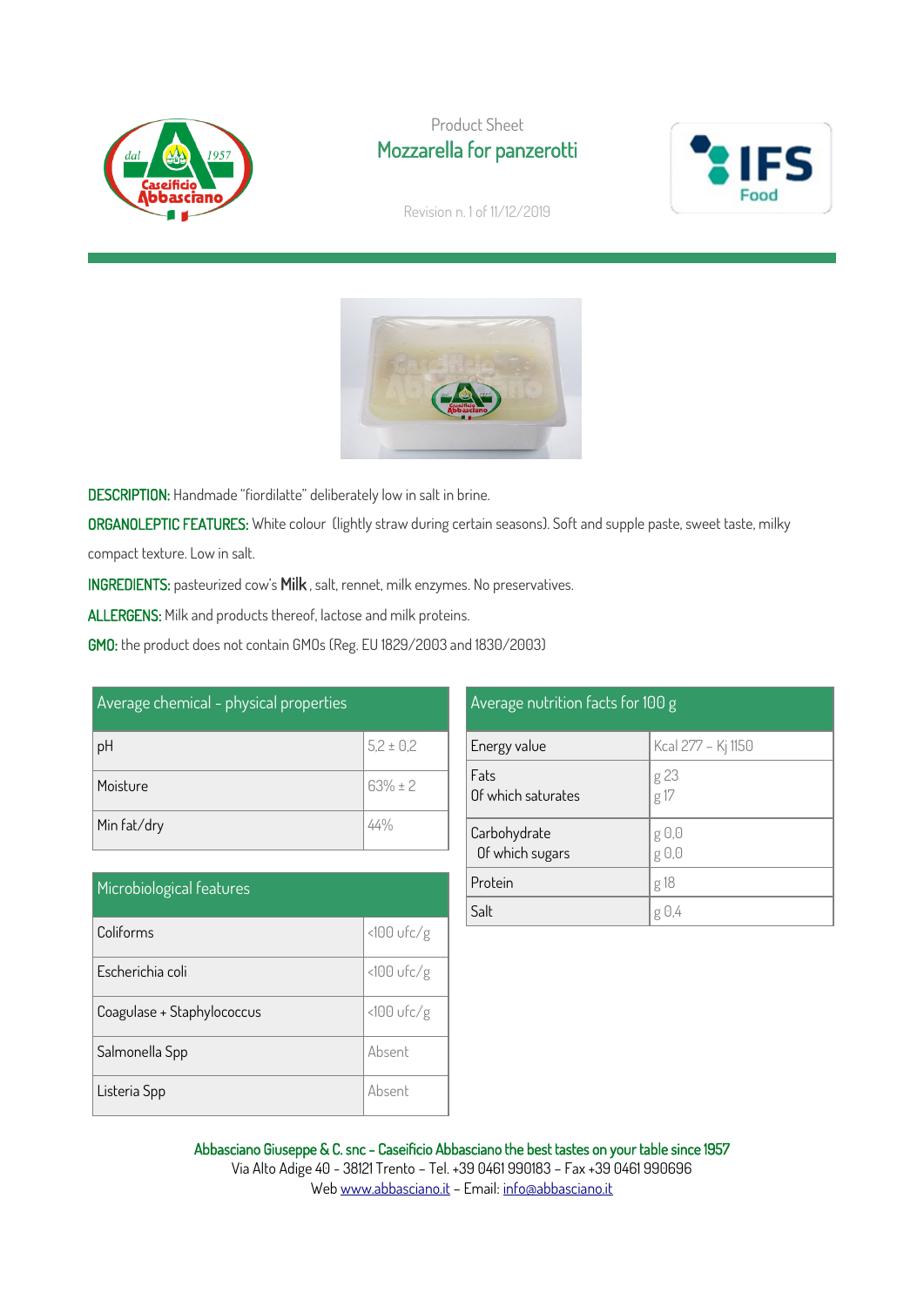Product Sheet

# Mozzarella for panzerotti

Revision n. 1 of 11/12/2019

**DESCRIPTION:** Handmade "fiordilatte" deliberately low in salt in brine.

**ORGANOLEPTIC FEATURES:** White colour (lightly straw during certain seasons). Soft and supple paste, sweet taste, milky compact texture. Low in salt.

**INGREDIENTS:** pasteurized cow's **Milk**, salt, rennet, milk enzymes. No preservatives.

**ALLERGENS:** Milk and products thereof, lactose and milk proteins.

**GMO:** the product does not contain GMOs (Reg. EU 1829/2003 and 1830/2003)

| Average chemical - physical properties | |
|---|---|
| pH | 5,2 ± 0,2 |
| Moisture | 63% ± 2 |
| Min fat/dry | 44% |

| Microbiological features | |
|---|---|
| Coliforms | <100 ufc/g |
| Escherichia coli | <100 ufc/g |
| Coagulase + Staphylococcus | <100 ufc/g |
| Salmonella Spp | Absent |
| Listeria Spp | Absent |

| Average nutrition facts for 100 g | |
|---|---|
| Energy value | Kcal 277 – Kj 1150 |
| Fats<br>Of which saturates | g 23<br>g 17 |
| Carbohydrate<br>Of which sugars | g 0,0<br>g 0,0 |
| Protein | g 18 |
| Salt | g 0,4 |

**Abbasciano Giuseppe & C. snc – Caseificio Abbasciano the best tastes on your table since 1957**
Via Alto Adige 40 - 38121 Trento – Tel. +39 0461 990183 – Fax +39 0461 990696
Web www.abbasciano.it – Email: info@abbasciano.it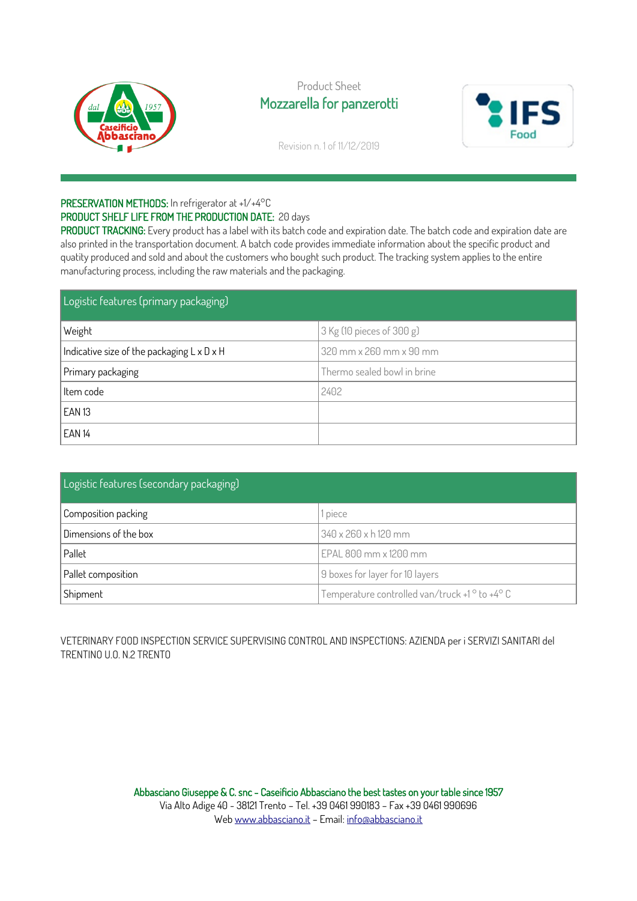Product Sheet

# Mozzarella for panzerotti

Revision n. 1 of 11/12/2019

**PRESERVATION METHODS:** In refrigerator at +1/+4°C
**PRODUCT SHELF LIFE FROM THE PRODUCTION DATE:** 20 days
**PRODUCT TRACKING:** Every product has a label with its batch code and expiration date. The batch code and expiration date are also printed in the transportation document. A batch code provides immediate information about the specific product and quatity produced and sold and about the customers who bought such product. The tracking system applies to the entire manufacturing process, including the raw materials and the packaging.

| Logistic features (primary packaging) | |
|---|---|
| Weight | 3 Kg (10 pieces of 300 g) |
| Indicative size of the packaging L x D x H | 320 mm x 260 mm x 90 mm |
| Primary packaging | Thermo sealed bowl in brine |
| Item code | 2402 |
| EAN 13 | |
| EAN 14 | |

| Logistic features (secondary packaging) | |
|---|---|
| Composition packing | 1 piece |
| Dimensions of the box | 340 x 260 x h 120 mm |
| Pallet | EPAL 800 mm x 1200 mm |
| Pallet composition | 9 boxes for layer for 10 layers |
| Shipment | Temperature controlled van/truck +1 ° to +4° C |

VETERINARY FOOD INSPECTION SERVICE SUPERVISING CONTROL AND INSPECTIONS: AZIENDA per i SERVIZI SANITARI del TRENTINO U.O. N.2 TRENTO

**Abbasciano Giuseppe & C. snc – Caseificio Abbasciano the best tastes on your table since 1957**
Via Alto Adige 40 - 38121 Trento – Tel. +39 0461 990183 – Fax +39 0461 990696
Web www.abbasciano.it – Email: info@abbasciano.it